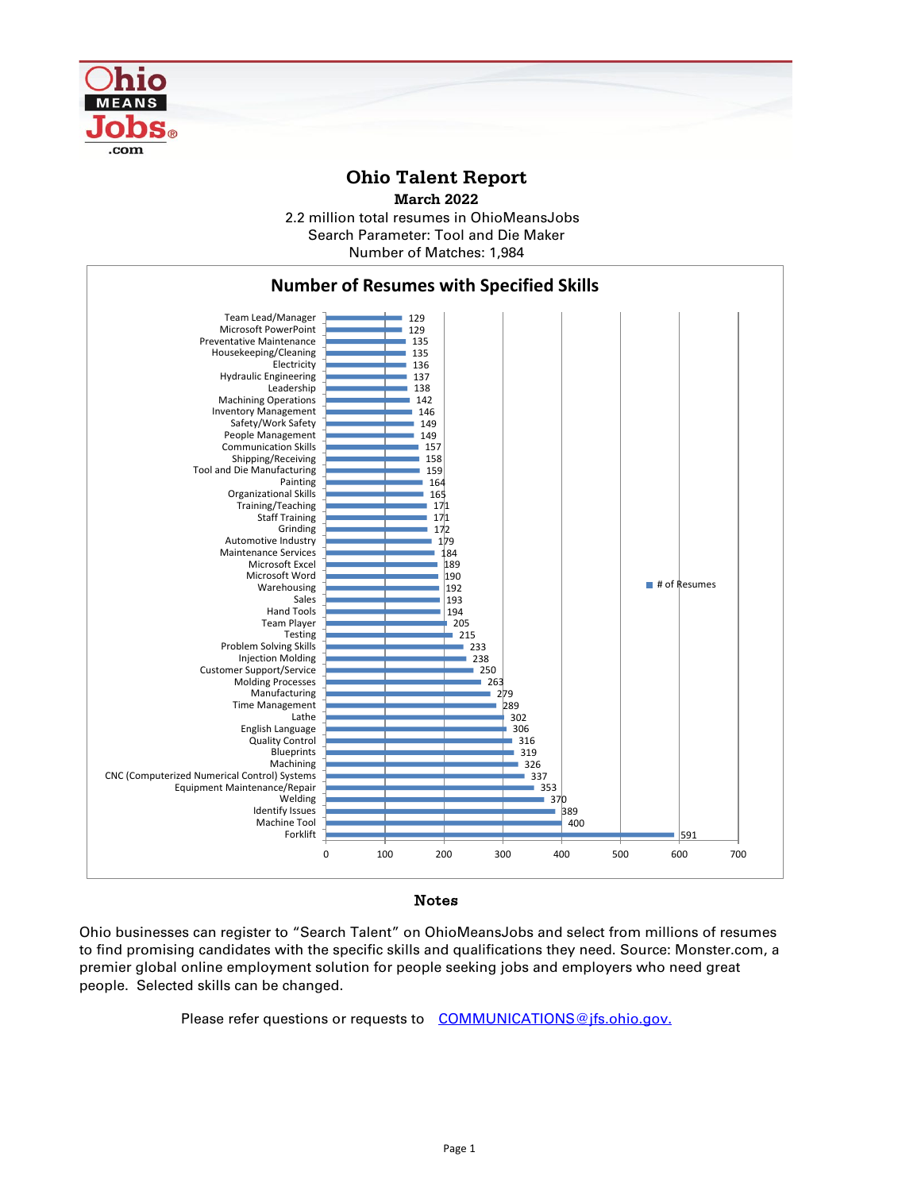# Ohio Talent Report

**March 2022**

2.2 million total resumes in OhioMeansJobs
Search Parameter: Tool and Die Maker
Number of Matches: 1,984

## Number of Resumes with Specified Skills

| Skill | # of Resumes |
|---|---|
| Team Lead/Manager | 129 |
| Microsoft PowerPoint | 129 |
| Preventative Maintenance | 135 |
| Housekeeping/Cleaning | 135 |
| Electricity | 136 |
| Hydraulic Engineering | 137 |
| Leadership | 138 |
| Machining Operations | 142 |
| Inventory Management | 146 |
| Safety/Work Safety | 149 |
| People Management | 149 |
| Communication Skills | 157 |
| Shipping/Receiving | 158 |
| Tool and Die Manufacturing | 159 |
| Painting | 164 |
| Organizational Skills | 165 |
| Training/Teaching | 171 |
| Staff Training | 171 |
| Grinding | 172 |
| Automotive Industry | 179 |
| Maintenance Services | 184 |
| Microsoft Excel | 189 |
| Microsoft Word | 190 |
| Warehousing | 192 |
| Sales | 193 |
| Hand Tools | 194 |
| Team Player | 205 |
| Testing | 215 |
| Problem Solving Skills | 233 |
| Injection Molding | 238 |
| Customer Support/Service | 250 |
| Molding Processes | 263 |
| Manufacturing | 279 |
| Time Management | 289 |
| Lathe | 302 |
| English Language | 306 |
| Quality Control | 316 |
| Blueprints | 319 |
| Machining | 326 |
| CNC (Computerized Numerical Control) Systems | 337 |
| Equipment Maintenance/Repair | 353 |
| Welding | 370 |
| Identify Issues | 389 |
| Machine Tool | 400 |
| Forklift | 591 |

### Notes

Ohio businesses can register to “Search Talent” on OhioMeansJobs and select from millions of resumes to find promising candidates with the specific skills and qualifications they need. Source: Monster.com, a premier global online employment solution for people seeking jobs and employers who need great people. Selected skills can be changed.

Please refer questions or requests to COMMUNICATIONS@jfs.ohio.gov.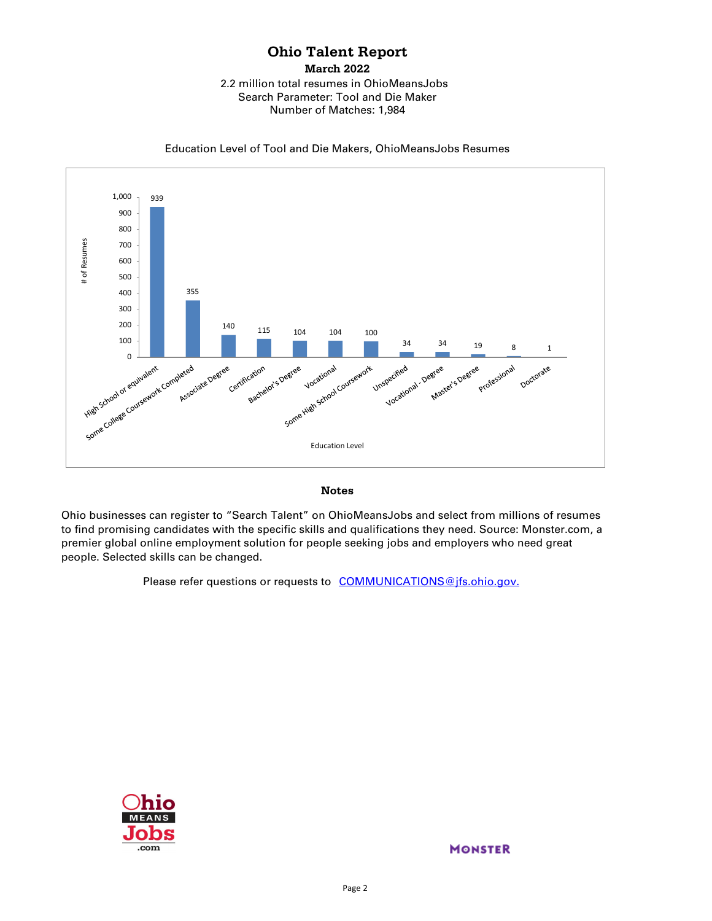# Ohio Talent Report

**March 2022**

2.2 million total resumes in OhioMeansJobs
Search Parameter: Tool and Die Maker
Number of Matches: 1,984

Education Level of Tool and Die Makers, OhioMeansJobs Resumes

# of Resumes

1,000
900
800
700
600
500
400
300
200
100
0

939
355
140
115
104
104
100
34
34
19
8
1

High School or equivalent
Some College Coursework Completed
Associate Degree
Certification
Bachelor's Degree
Vocational
Some High School Coursework
Unspecified
Vocational - Degree
Master's Degree
Professional
Doctorate

Education Level

## Notes

Ohio businesses can register to "Search Talent" on OhioMeansJobs and select from millions of resumes to find promising candidates with the specific skills and qualifications they need. Source: Monster.com, a premier global online employment solution for people seeking jobs and employers who need great people. Selected skills can be changed.

Please refer questions or requests to COMMUNICATIONS@jfs.ohio.gov.

Ohio MEANS Jobs .com

MONSTER